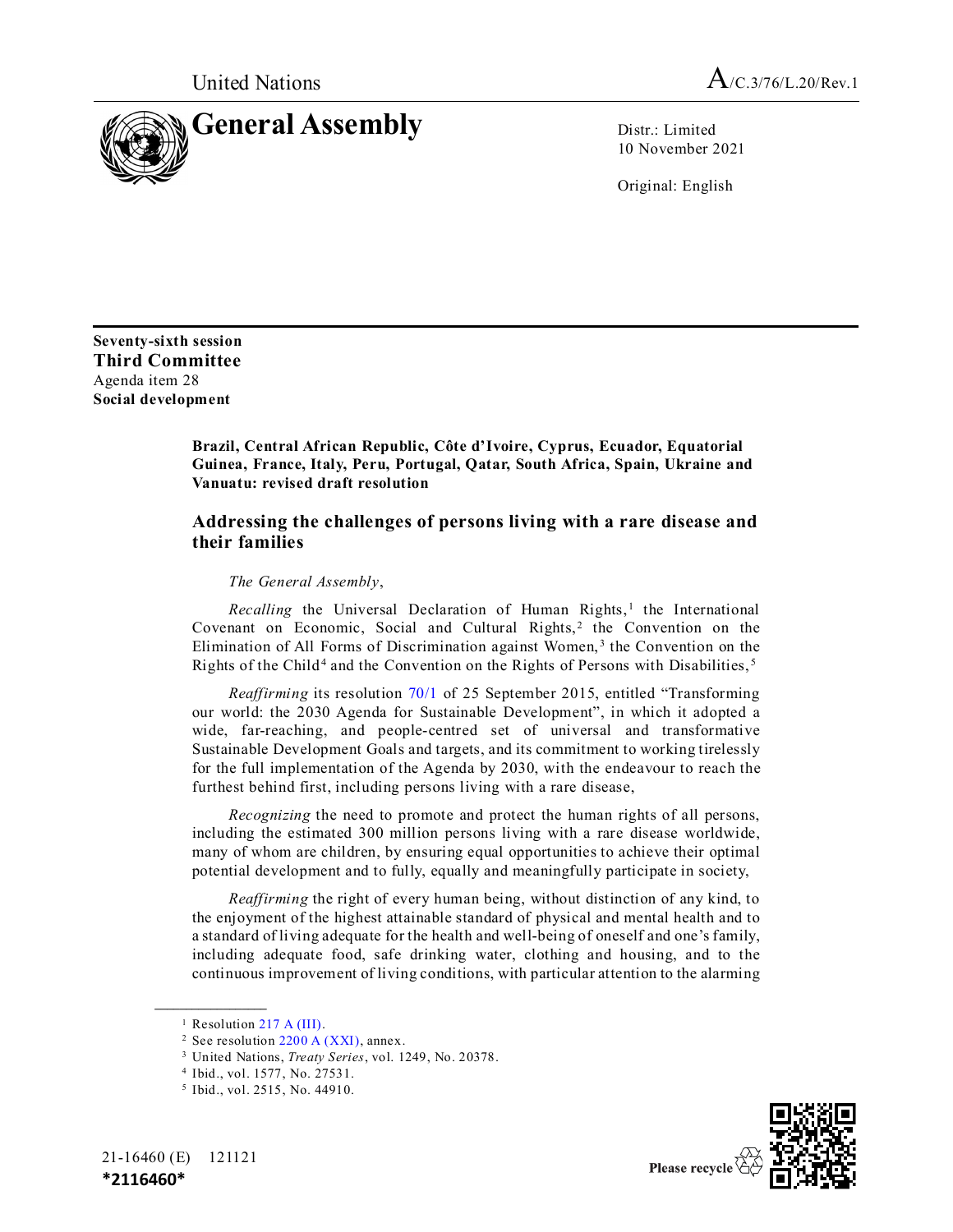United Nations

A/C.3/76/L.20/Rev.1

# General Assembly

Distr.: Limited
10 November 2021

Original: English

**Seventy-sixth session**
**Third Committee**
Agenda item 28
**Social development**

**Brazil, Central African Republic, Côte d'Ivoire, Cyprus, Ecuador, Equatorial Guinea, France, Italy, Peru, Portugal, Qatar, South Africa, Spain, Ukraine and Vanuatu: revised draft resolution**

## Addressing the challenges of persons living with a rare disease and their families

*The General Assembly*,

*Recalling* the Universal Declaration of Human Rights,[1] the International Covenant on Economic, Social and Cultural Rights,[2] the Convention on the Elimination of All Forms of Discrimination against Women,[3] the Convention on the Rights of the Child[4] and the Convention on the Rights of Persons with Disabilities,[5]

*Reaffirming* its resolution 70/1 of 25 September 2015, entitled "Transforming our world: the 2030 Agenda for Sustainable Development", in which it adopted a wide, far-reaching, and people-centred set of universal and transformative Sustainable Development Goals and targets, and its commitment to working tirelessly for the full implementation of the Agenda by 2030, with the endeavour to reach the furthest behind first, including persons living with a rare disease,

*Recognizing* the need to promote and protect the human rights of all persons, including the estimated 300 million persons living with a rare disease worldwide, many of whom are children, by ensuring equal opportunities to achieve their optimal potential development and to fully, equally and meaningfully participate in society,

*Reaffirming* the right of every human being, without distinction of any kind, to the enjoyment of the highest attainable standard of physical and mental health and to a standard of living adequate for the health and well-being of oneself and one's family, including adequate food, safe drinking water, clothing and housing, and to the continuous improvement of living conditions, with particular attention to the alarming

[1] Resolution 217 A (III).
[2] See resolution 2200 A (XXI), annex.
[3] United Nations, *Treaty Series*, vol. 1249, No. 20378.
[4] Ibid., vol. 1577, No. 27531.
[5] Ibid., vol. 2515, No. 44910.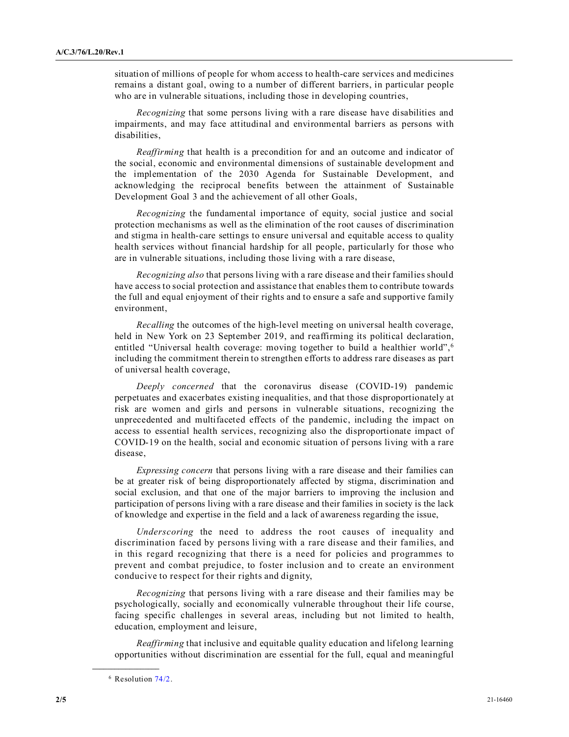situation of millions of people for whom access to health-care services and medicines remains a distant goal, owing to a number of different barriers, in particular people who are in vulnerable situations, including those in developing countries,

*Recognizing* that some persons living with a rare disease have disabilities and impairments, and may face attitudinal and environmental barriers as persons with disabilities,

*Reaffirming* that health is a precondition for and an outcome and indicator of the social, economic and environmental dimensions of sustainable development and the implementation of the 2030 Agenda for Sustainable Development, and acknowledging the reciprocal benefits between the attainment of Sustainable Development Goal 3 and the achievement of all other Goals,

*Recognizing* the fundamental importance of equity, social justice and social protection mechanisms as well as the elimination of the root causes of discrimination and stigma in health-care settings to ensure universal and equitable access to quality health services without financial hardship for all people, particularly for those who are in vulnerable situations, including those living with a rare disease,

*Recognizing also* that persons living with a rare disease and their families should have access to social protection and assistance that enables them to contribute towards the full and equal enjoyment of their rights and to ensure a safe and supportive family environment,

*Recalling* the outcomes of the high-level meeting on universal health coverage, held in New York on 23 September 2019, and reaffirming its political declaration, entitled "Universal health coverage: moving together to build a healthier world",[6] including the commitment therein to strengthen efforts to address rare diseases as part of universal health coverage,

*Deeply concerned* that the coronavirus disease (COVID-19) pandemic perpetuates and exacerbates existing inequalities, and that those disproportionately at risk are women and girls and persons in vulnerable situations, recognizing the unprecedented and multifaceted effects of the pandemic, including the impact on access to essential health services, recognizing also the disproportionate impact of COVID-19 on the health, social and economic situation of persons living with a rare disease,

*Expressing concern* that persons living with a rare disease and their families can be at greater risk of being disproportionately affected by stigma, discrimination and social exclusion, and that one of the major barriers to improving the inclusion and participation of persons living with a rare disease and their families in society is the lack of knowledge and expertise in the field and a lack of awareness regarding the issue,

*Underscoring* the need to address the root causes of inequality and discrimination faced by persons living with a rare disease and their families, and in this regard recognizing that there is a need for policies and programmes to prevent and combat prejudice, to foster inclusion and to create an environment conducive to respect for their rights and dignity,

*Recognizing* that persons living with a rare disease and their families may be psychologically, socially and economically vulnerable throughout their life course, facing specific challenges in several areas, including but not limited to health, education, employment and leisure,

*Reaffirming* that inclusive and equitable quality education and lifelong learning opportunities without discrimination are essential for the full, equal and meaningful

---

[6] Resolution 74/2.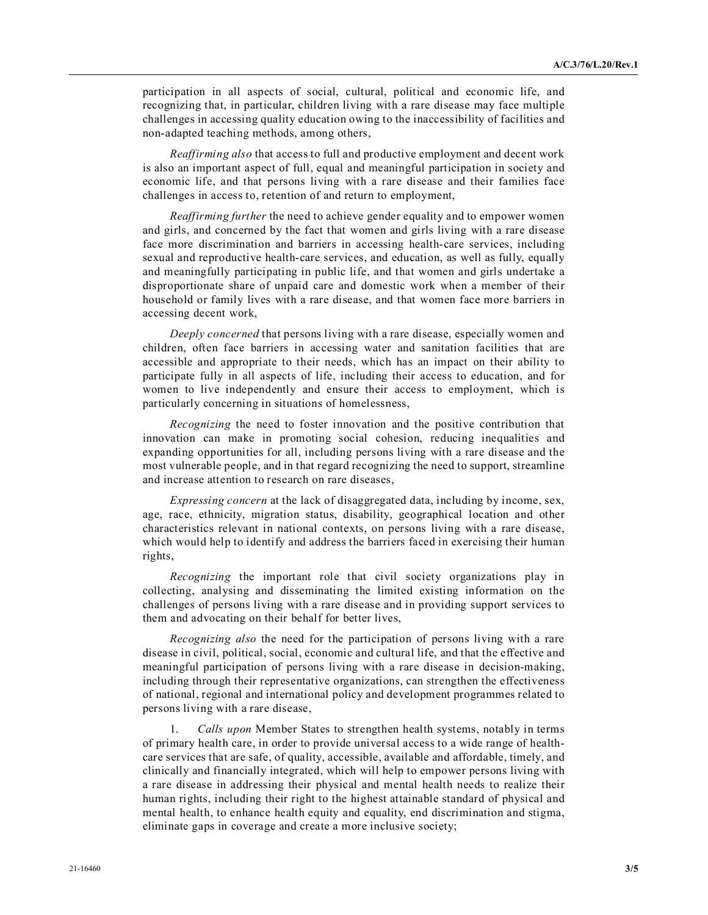participation in all aspects of social, cultural, political and economic life, and recognizing that, in particular, children living with a rare disease may face multiple challenges in accessing quality education owing to the inaccessibility of facilities and non-adapted teaching methods, among others,

*Reaffirming also* that access to full and productive employment and decent work is also an important aspect of full, equal and meaningful participation in society and economic life, and that persons living with a rare disease and their families face challenges in access to, retention of and return to employment,

*Reaffirming further* the need to achieve gender equality and to empower women and girls, and concerned by the fact that women and girls living with a rare disease face more discrimination and barriers in accessing health-care services, including sexual and reproductive health-care services, and education, as well as fully, equally and meaningfully participating in public life, and that women and girls undertake a disproportionate share of unpaid care and domestic work when a member of their household or family lives with a rare disease, and that women face more barriers in accessing decent work,

*Deeply concerned* that persons living with a rare disease, especially women and children, often face barriers in accessing water and sanitation facilities that are accessible and appropriate to their needs, which has an impact on their ability to participate fully in all aspects of life, including their access to education, and for women to live independently and ensure their access to employment, which is particularly concerning in situations of homelessness,

*Recognizing* the need to foster innovation and the positive contribution that innovation can make in promoting social cohesion, reducing inequalities and expanding opportunities for all, including persons living with a rare disease and the most vulnerable people, and in that regard recognizing the need to support, streamline and increase attention to research on rare diseases,

*Expressing concern* at the lack of disaggregated data, including by income, sex, age, race, ethnicity, migration status, disability, geographical location and other characteristics relevant in national contexts, on persons living with a rare disease, which would help to identify and address the barriers faced in exercising their human rights,

*Recognizing* the important role that civil society organizations play in collecting, analysing and disseminating the limited existing information on the challenges of persons living with a rare disease and in providing support services to them and advocating on their behalf for better lives,

*Recognizing also* the need for the participation of persons living with a rare disease in civil, political, social, economic and cultural life, and that the effective and meaningful participation of persons living with a rare disease in decision-making, including through their representative organizations, can strengthen the effectiveness of national, regional and international policy and development programmes related to persons living with a rare disease,

1. *Calls upon* Member States to strengthen health systems, notably in terms of primary health care, in order to provide universal access to a wide range of health-care services that are safe, of quality, accessible, available and affordable, timely, and clinically and financially integrated, which will help to empower persons living with a rare disease in addressing their physical and mental health needs to realize their human rights, including their right to the highest attainable standard of physical and mental health, to enhance health equity and equality, end discrimination and stigma, eliminate gaps in coverage and create a more inclusive society;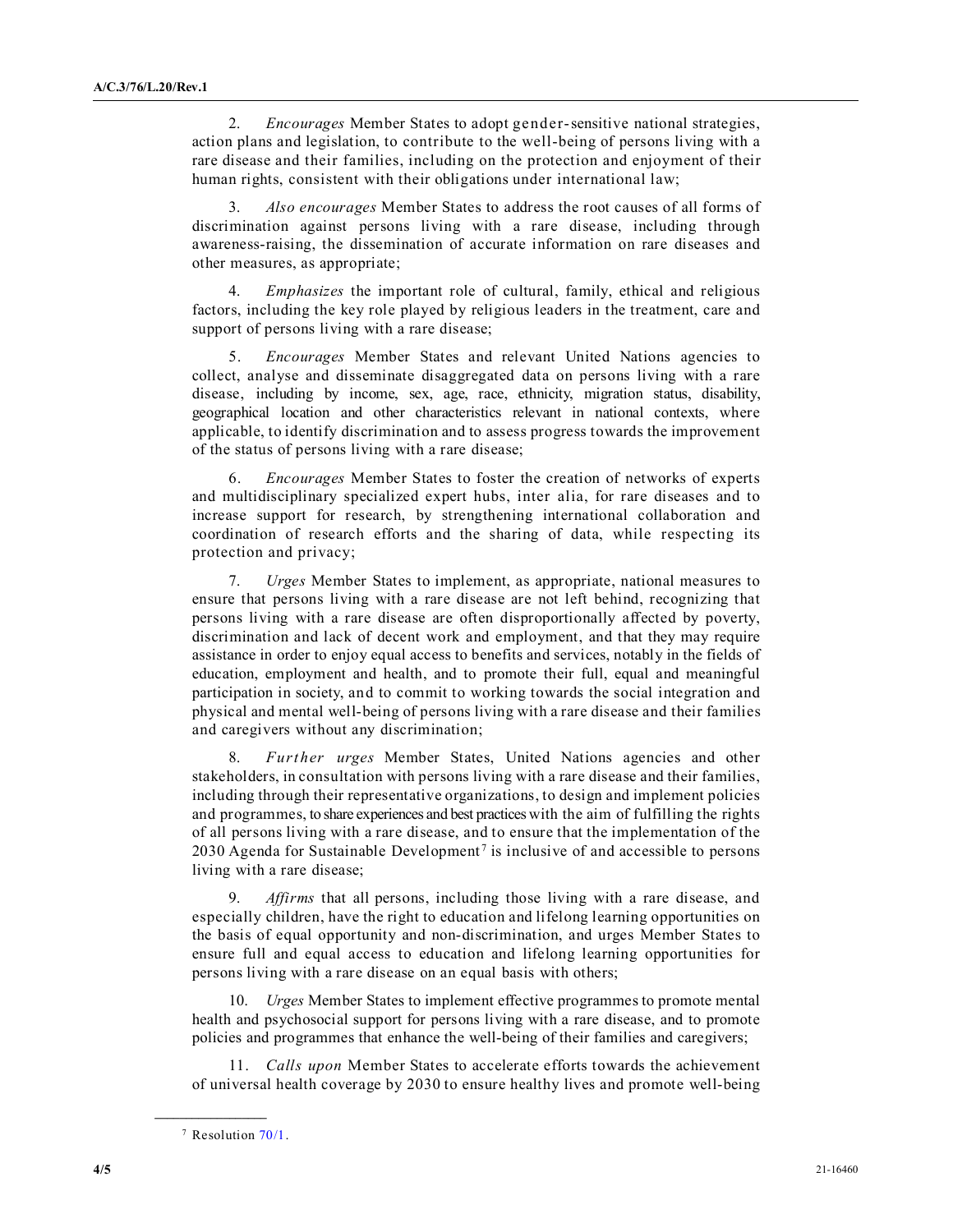2. *Encourages* Member States to adopt gender-sensitive national strategies, action plans and legislation, to contribute to the well-being of persons living with a rare disease and their families, including on the protection and enjoyment of their human rights, consistent with their obligations under international law;

3. *Also encourages* Member States to address the root causes of all forms of discrimination against persons living with a rare disease, including through awareness-raising, the dissemination of accurate information on rare diseases and other measures, as appropriate;

4. *Emphasizes* the important role of cultural, family, ethical and religious factors, including the key role played by religious leaders in the treatment, care and support of persons living with a rare disease;

5. *Encourages* Member States and relevant United Nations agencies to collect, analyse and disseminate disaggregated data on persons living with a rare disease, including by income, sex, age, race, ethnicity, migration status, disability, geographical location and other characteristics relevant in national contexts, where applicable, to identify discrimination and to assess progress towards the improvement of the status of persons living with a rare disease;

6. *Encourages* Member States to foster the creation of networks of experts and multidisciplinary specialized expert hubs, inter alia, for rare diseases and to increase support for research, by strengthening international collaboration and coordination of research efforts and the sharing of data, while respecting its protection and privacy;

7. *Urges* Member States to implement, as appropriate, national measures to ensure that persons living with a rare disease are not left behind, recognizing that persons living with a rare disease are often disproportionally affected by poverty, discrimination and lack of decent work and employment, and that they may require assistance in order to enjoy equal access to benefits and services, notably in the fields of education, employment and health, and to promote their full, equal and meaningful participation in society, and to commit to working towards the social integration and physical and mental well-being of persons living with a rare disease and their families and caregivers without any discrimination;

8. *Further urges* Member States, United Nations agencies and other stakeholders, in consultation with persons living with a rare disease and their families, including through their representative organizations, to design and implement policies and programmes, to share experiences and best practices with the aim of fulfilling the rights of all persons living with a rare disease, and to ensure that the implementation of the 2030 Agenda for Sustainable Development[7] is inclusive of and accessible to persons living with a rare disease;

9. *Affirms* that all persons, including those living with a rare disease, and especially children, have the right to education and lifelong learning opportunities on the basis of equal opportunity and non-discrimination, and urges Member States to ensure full and equal access to education and lifelong learning opportunities for persons living with a rare disease on an equal basis with others;

10. *Urges* Member States to implement effective programmes to promote mental health and psychosocial support for persons living with a rare disease, and to promote policies and programmes that enhance the well-being of their families and caregivers;

11. *Calls upon* Member States to accelerate efforts towards the achievement of universal health coverage by 2030 to ensure healthy lives and promote well-being

---

[7] Resolution 70/1.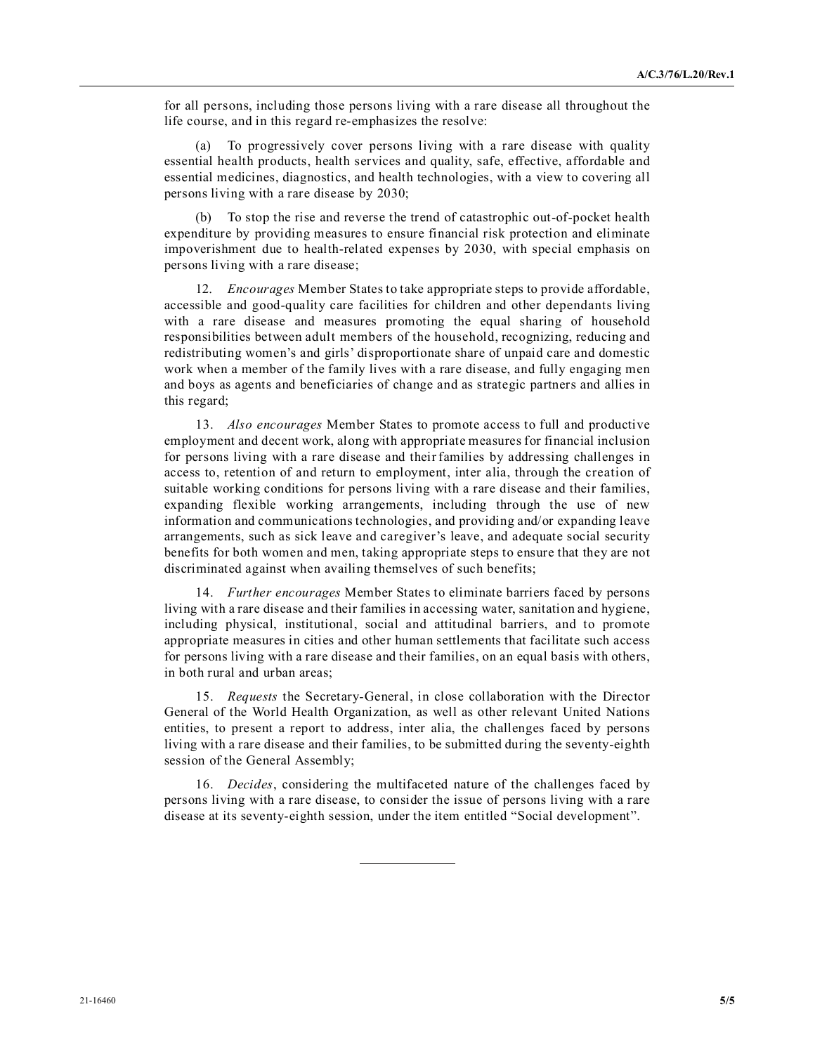for all persons, including those persons living with a rare disease all throughout the life course, and in this regard re-emphasizes the resolve:

(a) To progressively cover persons living with a rare disease with quality essential health products, health services and quality, safe, effective, affordable and essential medicines, diagnostics, and health technologies, with a view to covering all persons living with a rare disease by 2030;

(b) To stop the rise and reverse the trend of catastrophic out-of-pocket health expenditure by providing measures to ensure financial risk protection and eliminate impoverishment due to health-related expenses by 2030, with special emphasis on persons living with a rare disease;

12. *Encourages* Member States to take appropriate steps to provide affordable, accessible and good-quality care facilities for children and other dependants living with a rare disease and measures promoting the equal sharing of household responsibilities between adult members of the household, recognizing, reducing and redistributing women's and girls' disproportionate share of unpaid care and domestic work when a member of the family lives with a rare disease, and fully engaging men and boys as agents and beneficiaries of change and as strategic partners and allies in this regard;

13. *Also encourages* Member States to promote access to full and productive employment and decent work, along with appropriate measures for financial inclusion for persons living with a rare disease and their families by addressing challenges in access to, retention of and return to employment, inter alia, through the creation of suitable working conditions for persons living with a rare disease and their families, expanding flexible working arrangements, including through the use of new information and communications technologies, and providing and/or expanding leave arrangements, such as sick leave and caregiver's leave, and adequate social security benefits for both women and men, taking appropriate steps to ensure that they are not discriminated against when availing themselves of such benefits;

14. *Further encourages* Member States to eliminate barriers faced by persons living with a rare disease and their families in accessing water, sanitation and hygiene, including physical, institutional, social and attitudinal barriers, and to promote appropriate measures in cities and other human settlements that facilitate such access for persons living with a rare disease and their families, on an equal basis with others, in both rural and urban areas;

15. *Requests* the Secretary-General, in close collaboration with the Director General of the World Health Organization, as well as other relevant United Nations entities, to present a report to address, inter alia, the challenges faced by persons living with a rare disease and their families, to be submitted during the seventy-eighth session of the General Assembly;

16. *Decides*, considering the multifaceted nature of the challenges faced by persons living with a rare disease, to consider the issue of persons living with a rare disease at its seventy-eighth session, under the item entitled "Social development".